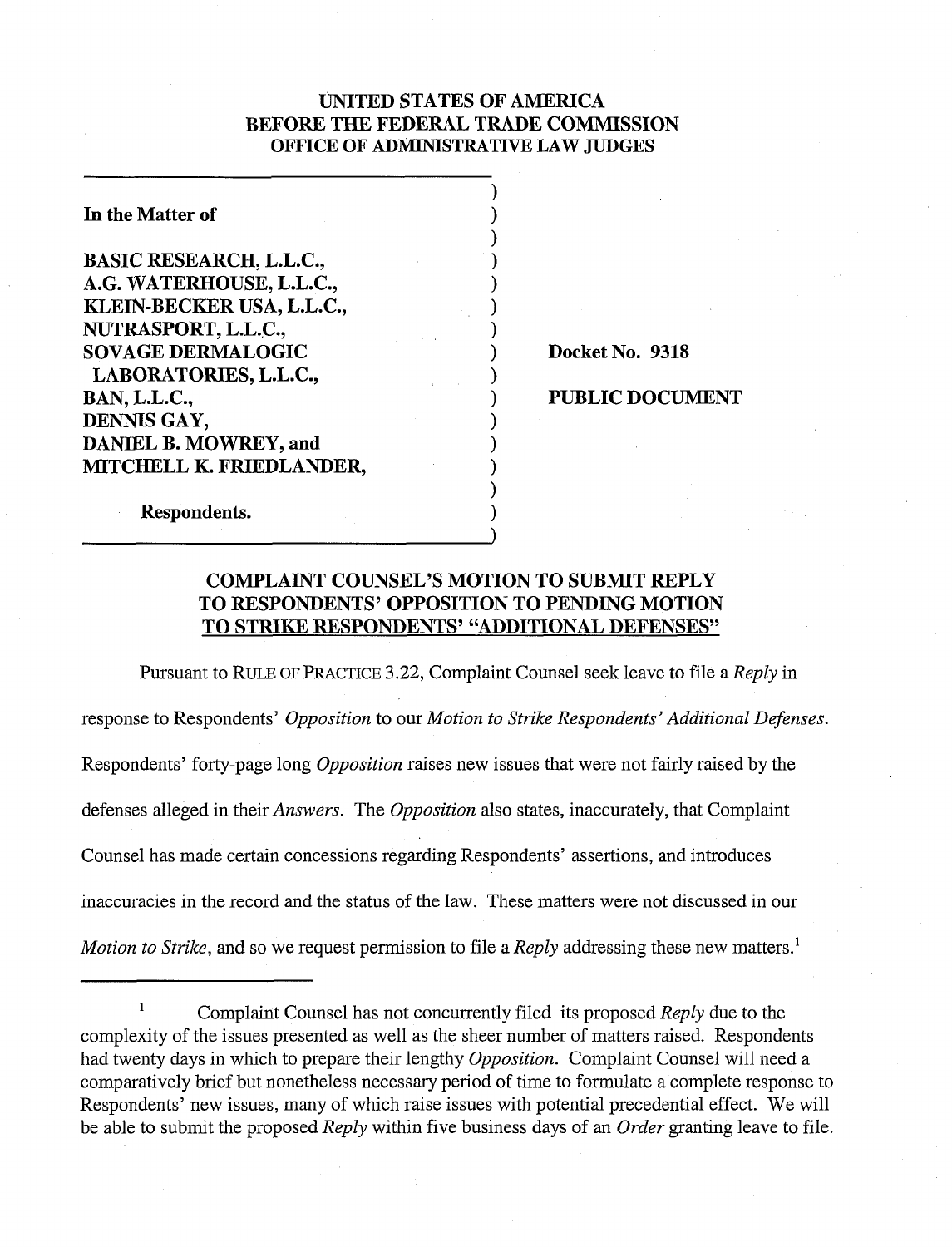# UNITED STATES OF AMERICA
# BEFORE THE FEDERAL TRADE COMMISSION
# OFFICE OF ADMINISTRATIVE LAW JUDGES

| | |
|---|---|
| In the Matter of<br><br>BASIC RESEARCH, L.L.C.,<br>A.G. WATERHOUSE, L.L.C.,<br>KLEIN-BECKER USA, L.L.C.,<br>NUTRASPORT, L.L.C.,<br>SOVAGE DERMALOGIC<br>LABORATORIES, L.L.C.,<br>BAN, L.L.C.,<br>DENNIS GAY,<br>DANIEL B. MOWREY, and<br>MITCHELL K. FRIEDLANDER,<br><br>Respondents. | **Docket No. 9318**<br><br>**PUBLIC DOCUMENT** |

## COMPLAINT COUNSEL'S MOTION TO SUBMIT REPLY TO RESPONDENTS' OPPOSITION TO PENDING MOTION TO STRIKE RESPONDENTS' "ADDITIONAL DEFENSES"

Pursuant to RULE OF PRACTICE 3.22, Complaint Counsel seek leave to file a *Reply* in response to Respondents' *Opposition* to our *Motion to Strike Respondents' Additional Defenses*. Respondents' forty-page long *Opposition* raises new issues that were not fairly raised by the defenses alleged in their *Answers*. The *Opposition* also states, inaccurately, that Complaint Counsel has made certain concessions regarding Respondents' assertions, and introduces inaccuracies in the record and the status of the law. These matters were not discussed in our *Motion to Strike*, and so we request permission to file a *Reply* addressing these new matters.[1]

[1] Complaint Counsel has not concurrently filed its proposed *Reply* due to the complexity of the issues presented as well as the sheer number of matters raised. Respondents had twenty days in which to prepare their lengthy *Opposition*. Complaint Counsel will need a comparatively brief but nonetheless necessary period of time to formulate a complete response to Respondents' new issues, many of which raise issues with potential precedential effect. We will be able to submit the proposed *Reply* within five business days of an *Order* granting leave to file.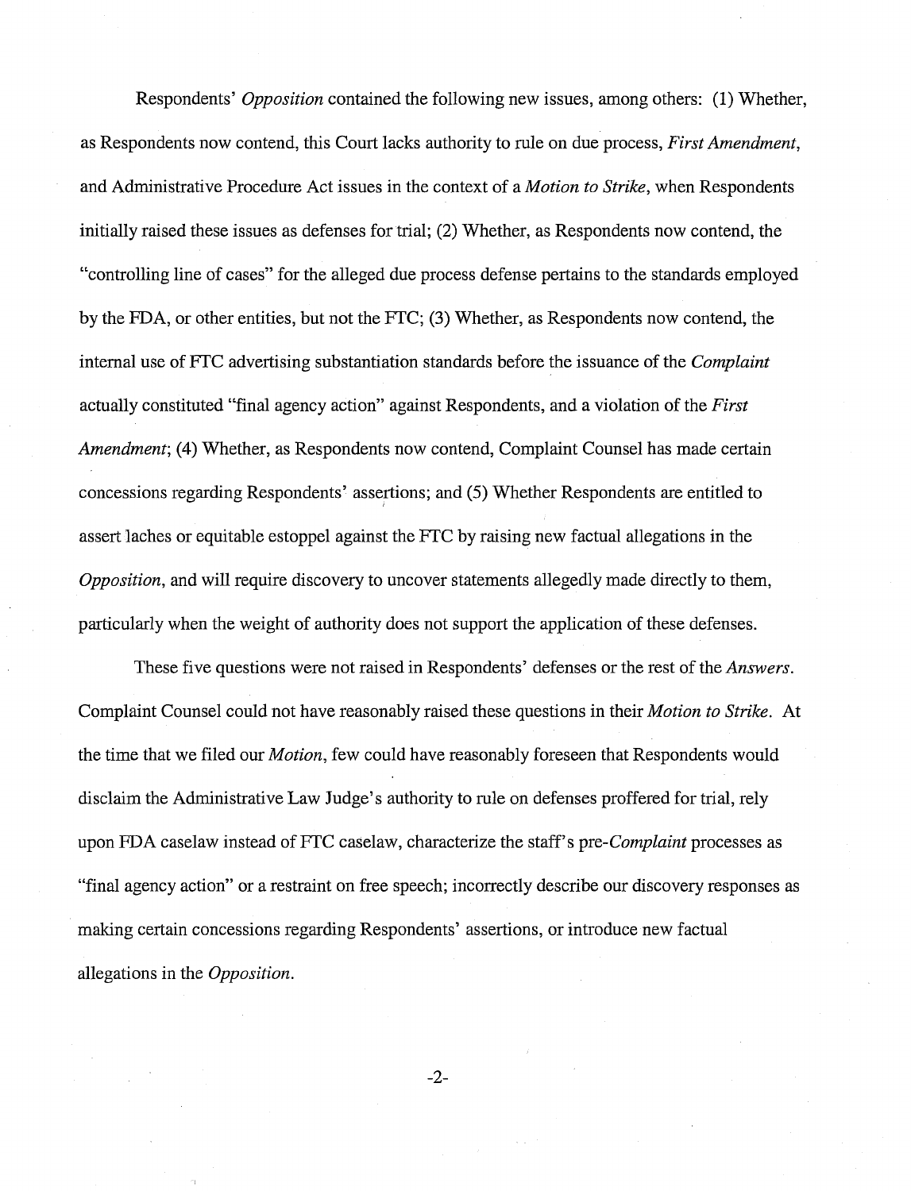Respondents' *Opposition* contained the following new issues, among others: (1) Whether, as Respondents now contend, this Court lacks authority to rule on due process, *First Amendment*, and Administrative Procedure Act issues in the context of a *Motion to Strike*, when Respondents initially raised these issues as defenses for trial; (2) Whether, as Respondents now contend, the "controlling line of cases" for the alleged due process defense pertains to the standards employed by the FDA, or other entities, but not the FTC; (3) Whether, as Respondents now contend, the internal use of FTC advertising substantiation standards before the issuance of the *Complaint* actually constituted "final agency action" against Respondents, and a violation of the *First Amendment*; (4) Whether, as Respondents now contend, Complaint Counsel has made certain concessions regarding Respondents' assertions; and (5) Whether Respondents are entitled to assert laches or equitable estoppel against the FTC by raising new factual allegations in the *Opposition*, and will require discovery to uncover statements allegedly made directly to them, particularly when the weight of authority does not support the application of these defenses.

These five questions were not raised in Respondents' defenses or the rest of the *Answers*. Complaint Counsel could not have reasonably raised these questions in their *Motion to Strike*. At the time that we filed our *Motion*, few could have reasonably foreseen that Respondents would disclaim the Administrative Law Judge's authority to rule on defenses proffered for trial, rely upon FDA caselaw instead of FTC caselaw, characterize the staff's pre-*Complaint* processes as "final agency action" or a restraint on free speech; incorrectly describe our discovery responses as making certain concessions regarding Respondents' assertions, or introduce new factual allegations in the *Opposition*.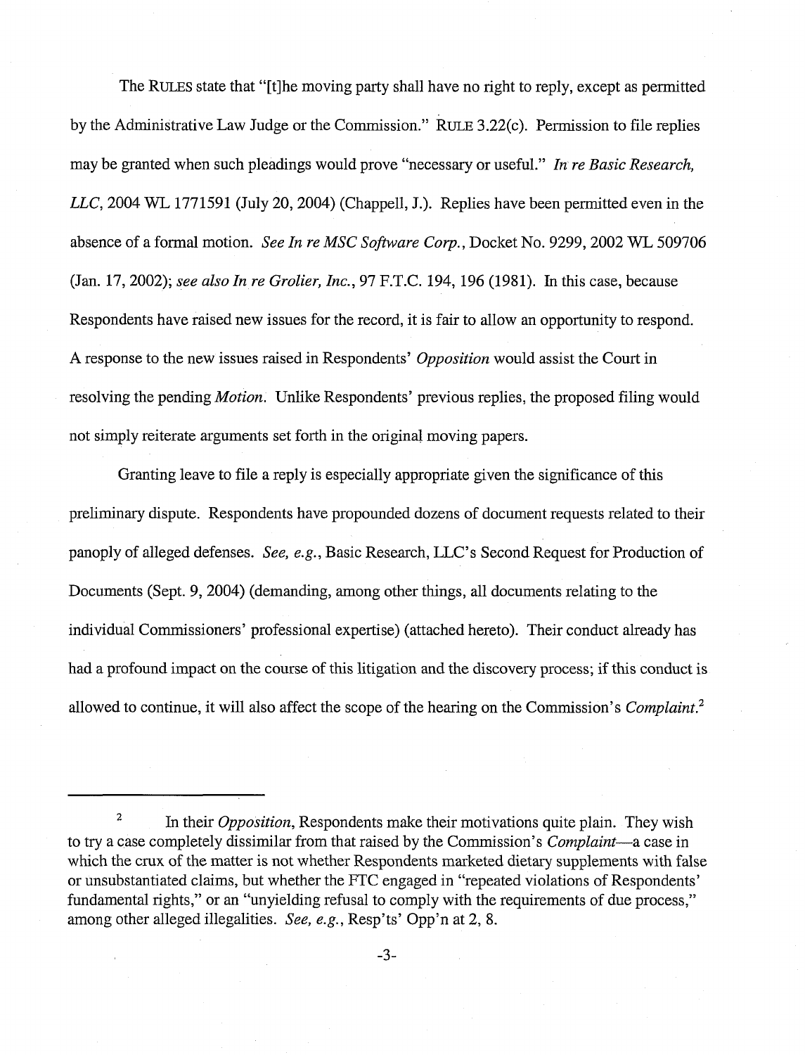The RULES state that "[t]he moving party shall have no right to reply, except as permitted by the Administrative Law Judge or the Commission." RULE 3.22(c). Permission to file replies may be granted when such pleadings would prove "necessary or useful." *In re Basic Research, LLC*, 2004 WL 1771591 (July 20, 2004) (Chappell, J.). Replies have been permitted even in the absence of a formal motion. *See In re MSC Software Corp.*, Docket No. 9299, 2002 WL 509706 (Jan. 17, 2002); *see also In re Grolier, Inc.*, 97 F.T.C. 194, 196 (1981). In this case, because Respondents have raised new issues for the record, it is fair to allow an opportunity to respond. A response to the new issues raised in Respondents' *Opposition* would assist the Court in resolving the pending *Motion*. Unlike Respondents' previous replies, the proposed filing would not simply reiterate arguments set forth in the original moving papers.

Granting leave to file a reply is especially appropriate given the significance of this preliminary dispute. Respondents have propounded dozens of document requests related to their panoply of alleged defenses. *See, e.g.*, Basic Research, LLC's Second Request for Production of Documents (Sept. 9, 2004) (demanding, among other things, all documents relating to the individual Commissioners' professional expertise) (attached hereto). Their conduct already has had a profound impact on the course of this litigation and the discovery process; if this conduct is allowed to continue, it will also affect the scope of the hearing on the Commission's *Complaint*.[2]

---

[2] In their *Opposition*, Respondents make their motivations quite plain. They wish to try a case completely dissimilar from that raised by the Commission's *Complaint*—a case in which the crux of the matter is not whether Respondents marketed dietary supplements with false or unsubstantiated claims, but whether the FTC engaged in "repeated violations of Respondents' fundamental rights," or an "unyielding refusal to comply with the requirements of due process," among other alleged illegalities. *See, e.g.*, Resp'ts' Opp'n at 2, 8.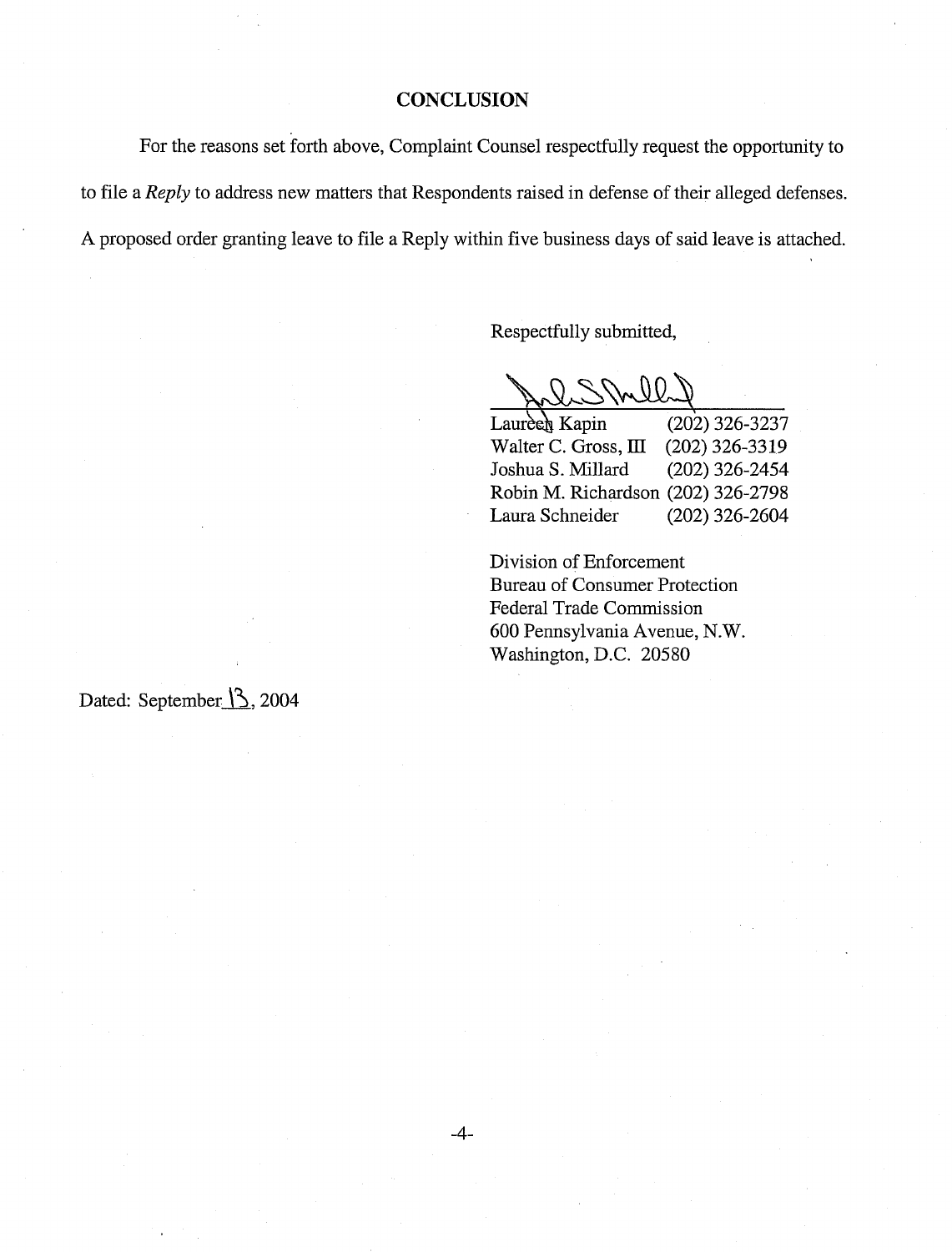## CONCLUSION

For the reasons set forth above, Complaint Counsel respectfully request the opportunity to to file a *Reply* to address new matters that Respondents raised in defense of their alleged defenses. A proposed order granting leave to file a Reply within five business days of said leave is attached.

Respectfully submitted,

| | |
|---|---|
| Laureen Kapin | (202) 326-3237 |
| Walter C. Gross, III | (202) 326-3319 |
| Joshua S. Millard | (202) 326-2454 |
| Robin M. Richardson | (202) 326-2798 |
| Laura Schneider | (202) 326-2604 |

Division of Enforcement
Bureau of Consumer Protection
Federal Trade Commission
600 Pennsylvania Avenue, N.W.
Washington, D.C. 20580

Dated: September 13, 2004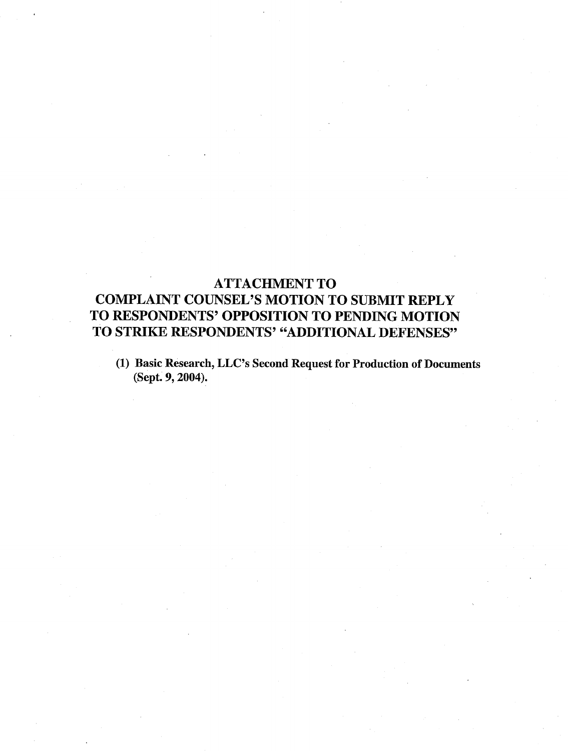# ATTACHMENT TO COMPLAINT COUNSEL'S MOTION TO SUBMIT REPLY TO RESPONDENTS' OPPOSITION TO PENDING MOTION TO STRIKE RESPONDENTS' "ADDITIONAL DEFENSES"

**(1) Basic Research, LLC's Second Request for Production of Documents (Sept. 9, 2004).**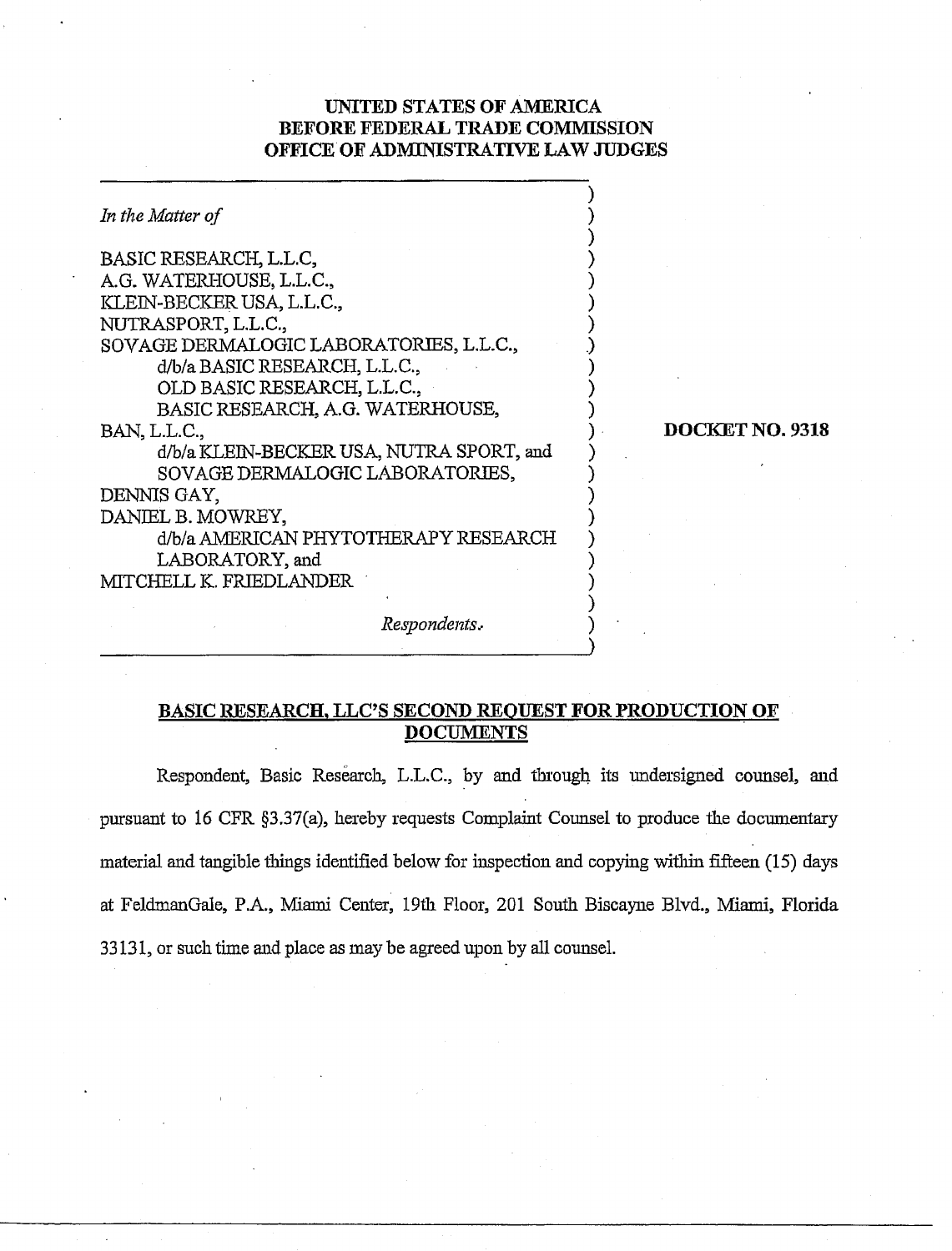**UNITED STATES OF AMERICA**
**BEFORE FEDERAL TRADE COMMISSION**
**OFFICE OF ADMINISTRATIVE LAW JUDGES**

| | |
|---|---|
| *In the Matter of*<br><br>BASIC RESEARCH, L.L.C,<br>A.G. WATERHOUSE, L.L.C.,<br>KLEIN-BECKER USA, L.L.C.,<br>NUTRASPORT, L.L.C.,<br>SOVAGE DERMALOGIC LABORATORIES, L.L.C.,<br>d/b/a BASIC RESEARCH, L.L.C.,<br>OLD BASIC RESEARCH, L.L.C.,<br>BASIC RESEARCH, A.G. WATERHOUSE,<br>BAN, L.L.C.,<br>d/b/a KLEIN-BECKER USA, NUTRA SPORT, and<br>SOVAGE DERMALOGIC LABORATORIES,<br>DENNIS GAY,<br>DANIEL B. MOWREY,<br>d/b/a AMERICAN PHYTOTHERAPY RESEARCH<br>LABORATORY, and<br>MITCHELL K. FRIEDLANDER<br><br>*Respondents.* | **DOCKET NO. 9318** |

## BASIC RESEARCH, LLC'S SECOND REQUEST FOR PRODUCTION OF DOCUMENTS

Respondent, Basic Research, L.L.C., by and through its undersigned counsel, and pursuant to 16 CFR §3.37(a), hereby requests Complaint Counsel to produce the documentary material and tangible things identified below for inspection and copying within fifteen (15) days at FeldmanGale, P.A., Miami Center, 19th Floor, 201 South Biscayne Blvd., Miami, Florida 33131, or such time and place as may be agreed upon by all counsel.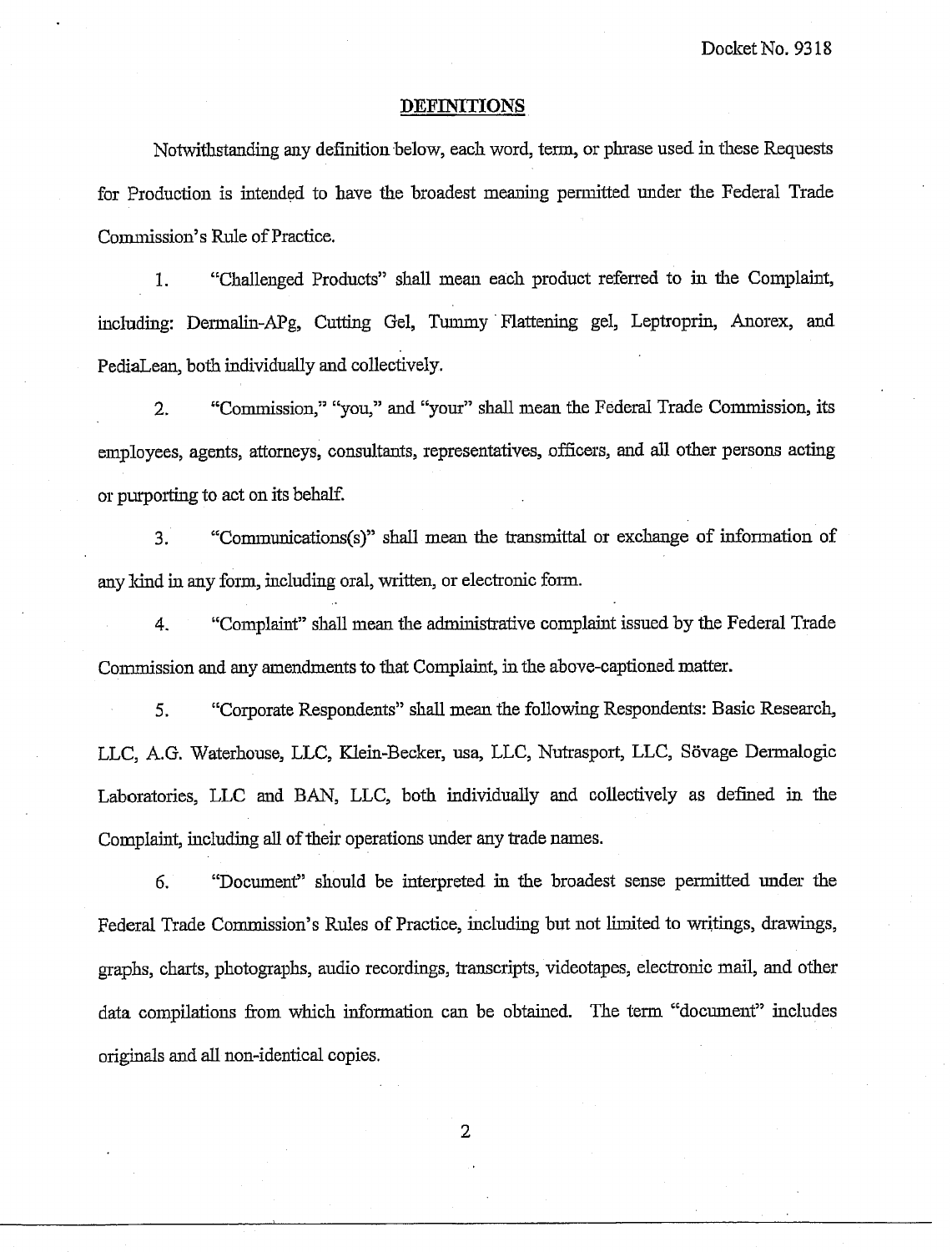Docket No. 9318

## DEFINITIONS

Notwithstanding any definition below, each word, term, or phrase used in these Requests for Production is intended to have the broadest meaning permitted under the Federal Trade Commission's Rule of Practice.

1. "Challenged Products" shall mean each product referred to in the Complaint, including: Dermalin-APg, Cutting Gel, Tummy Flattening gel, Leptoprin, Anorex, and PediaLean, both individually and collectively.

2. "Commission," "you," and "your" shall mean the Federal Trade Commission, its employees, agents, attorneys, consultants, representatives, officers, and all other persons acting or purporting to act on its behalf.

3. "Communications(s)" shall mean the transmittal or exchange of information of any kind in any form, including oral, written, or electronic form.

4. "Complaint" shall mean the administrative complaint issued by the Federal Trade Commission and any amendments to that Complaint, in the above-captioned matter.

5. "Corporate Respondents" shall mean the following Respondents: Basic Research, LLC, A.G. Waterhouse, LLC, Klein-Becker, usa, LLC, Nutrasport, LLC, Sövage Dermalogic Laboratories, LLC and BAN, LLC, both individually and collectively as defined in the Complaint, including all of their operations under any trade names.

6. "Document" should be interpreted in the broadest sense permitted under the Federal Trade Commission's Rules of Practice, including but not limited to writings, drawings, graphs, charts, photographs, audio recordings, transcripts, videotapes, electronic mail, and other data compilations from which information can be obtained. The term "document" includes originals and all non-identical copies.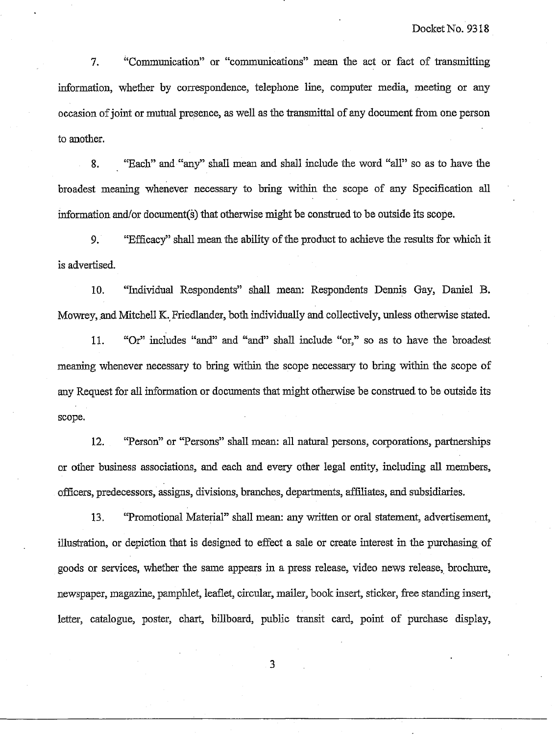7. "Communication" or "communications" mean the act or fact of transmitting information, whether by correspondence, telephone line, computer media, meeting or any occasion of joint or mutual presence, as well as the transmittal of any document from one person to another.

8. "Each" and "any" shall mean and shall include the word "all" so as to have the broadest meaning whenever necessary to bring within the scope of any Specification all information and/or document(s) that otherwise might be construed to be outside its scope.

9. "Efficacy" shall mean the ability of the product to achieve the results for which it is advertised.

10. "Individual Respondents" shall mean: Respondents Dennis Gay, Daniel B. Mowrey, and Mitchell K. Friedlander, both individually and collectively, unless otherwise stated.

11. "Or" includes "and" and "and" shall include "or," so as to have the broadest meaning whenever necessary to bring within the scope necessary to bring within the scope of any Request for all information or documents that might otherwise be construed to be outside its scope.

12. "Person" or "Persons" shall mean: all natural persons, corporations, partnerships or other business associations, and each and every other legal entity, including all members, officers, predecessors, assigns, divisions, branches, departments, affiliates, and subsidiaries.

13. "Promotional Material" shall mean: any written or oral statement, advertisement, illustration, or depiction that is designed to effect a sale or create interest in the purchasing of goods or services, whether the same appears in a press release, video news release, brochure, newspaper, magazine, pamphlet, leaflet, circular, mailer, book insert, sticker, free standing insert, letter, catalogue, poster, chart, billboard, public transit card, point of purchase display,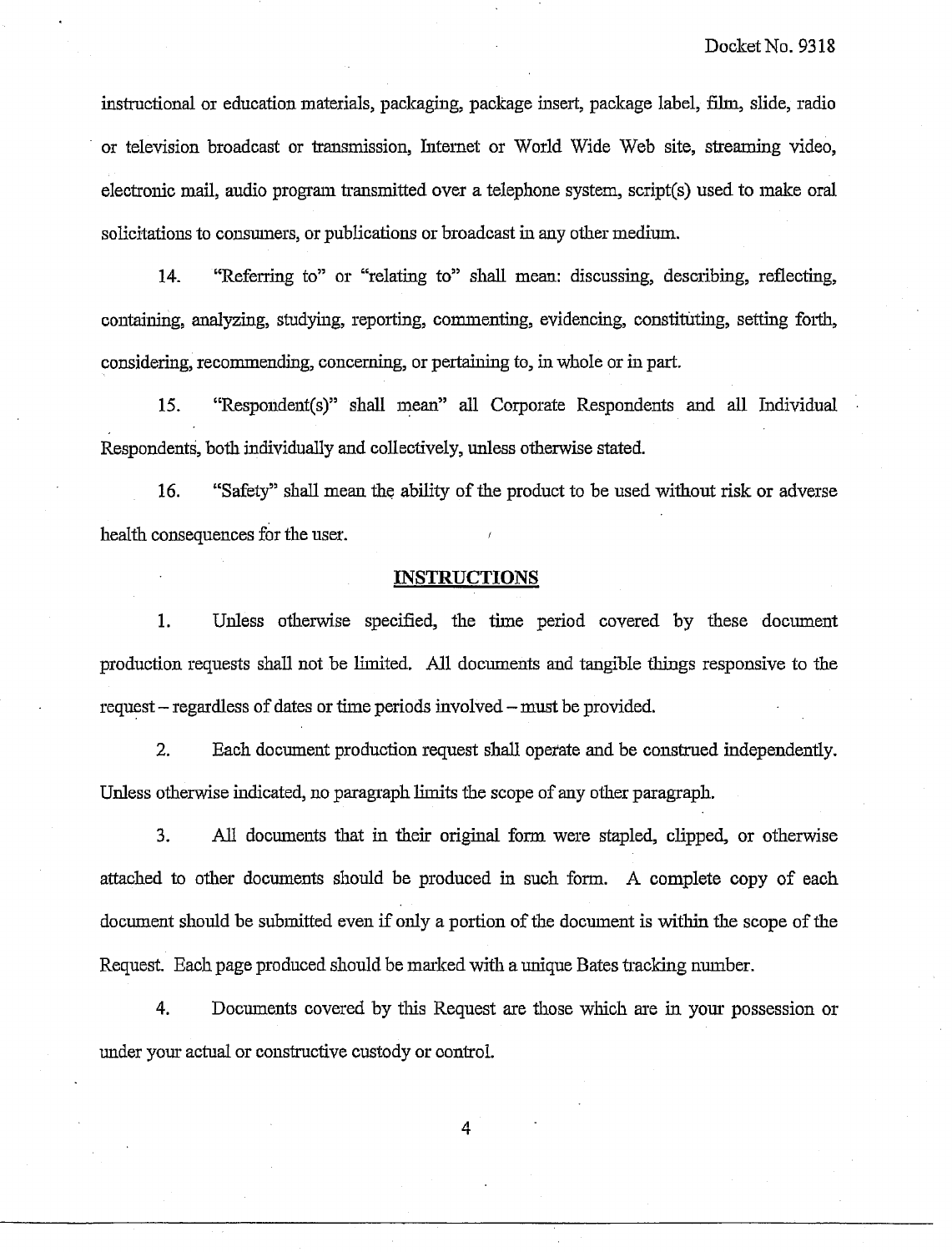instructional or education materials, packaging, package insert, package label, film, slide, radio or television broadcast or transmission, Internet or World Wide Web site, streaming video, electronic mail, audio program transmitted over a telephone system, script(s) used to make oral solicitations to consumers, or publications or broadcast in any other medium.

14. "Referring to" or "relating to" shall mean: discussing, describing, reflecting, containing, analyzing, studying, reporting, commenting, evidencing, constituting, setting forth, considering, recommending, concerning, or pertaining to, in whole or in part.

15. "Respondent(s)" shall mean" all Corporate Respondents and all Individual Respondents, both individually and collectively, unless otherwise stated.

16. "Safety" shall mean the ability of the product to be used without risk or adverse health consequences for the user.

## INSTRUCTIONS

1. Unless otherwise specified, the time period covered by these document production requests shall not be limited. All documents and tangible things responsive to the request – regardless of dates or time periods involved – must be provided.

2. Each document production request shall operate and be construed independently. Unless otherwise indicated, no paragraph limits the scope of any other paragraph.

3. All documents that in their original form were stapled, clipped, or otherwise attached to other documents should be produced in such form. A complete copy of each document should be submitted even if only a portion of the document is within the scope of the Request. Each page produced should be marked with a unique Bates tracking number.

4. Documents covered by this Request are those which are in your possession or under your actual or constructive custody or control.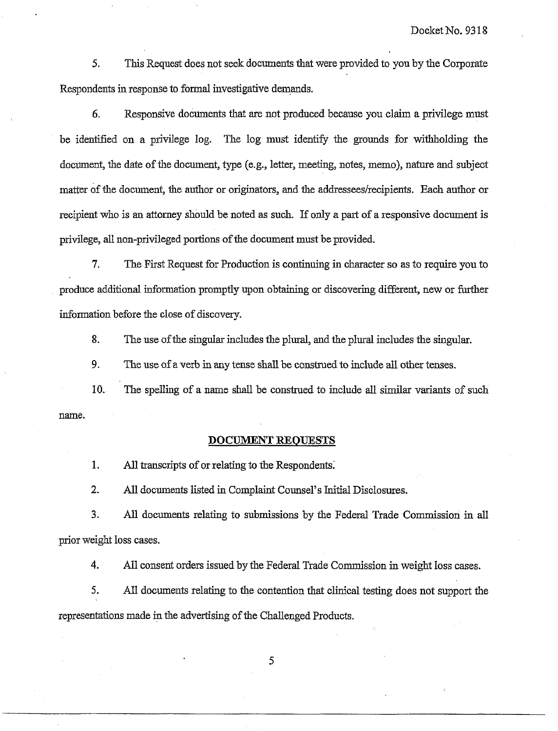5. This Request does not seek documents that were provided to you by the Corporate Respondents in response to formal investigative demands.

6. Responsive documents that are not produced because you claim a privilege must be identified on a privilege log. The log must identify the grounds for withholding the document, the date of the document, type (e.g., letter, meeting, notes, memo), nature and subject matter of the document, the author or originators, and the addressees/recipients. Each author or recipient who is an attorney should be noted as such. If only a part of a responsive document is privilege, all non-privileged portions of the document must be provided.

7. The First Request for Production is continuing in character so as to require you to produce additional information promptly upon obtaining or discovering different, new or further information before the close of discovery.

8. The use of the singular includes the plural, and the plural includes the singular.

9. The use of a verb in any tense shall be construed to include all other tenses.

10. The spelling of a name shall be construed to include all similar variants of such name.

## DOCUMENT REQUESTS

1. All transcripts of or relating to the Respondents.

2. All documents listed in Complaint Counsel's Initial Disclosures.

3. All documents relating to submissions by the Federal Trade Commission in all prior weight loss cases.

4. All consent orders issued by the Federal Trade Commission in weight loss cases.

5. All documents relating to the contention that clinical testing does not support the representations made in the advertising of the Challenged Products.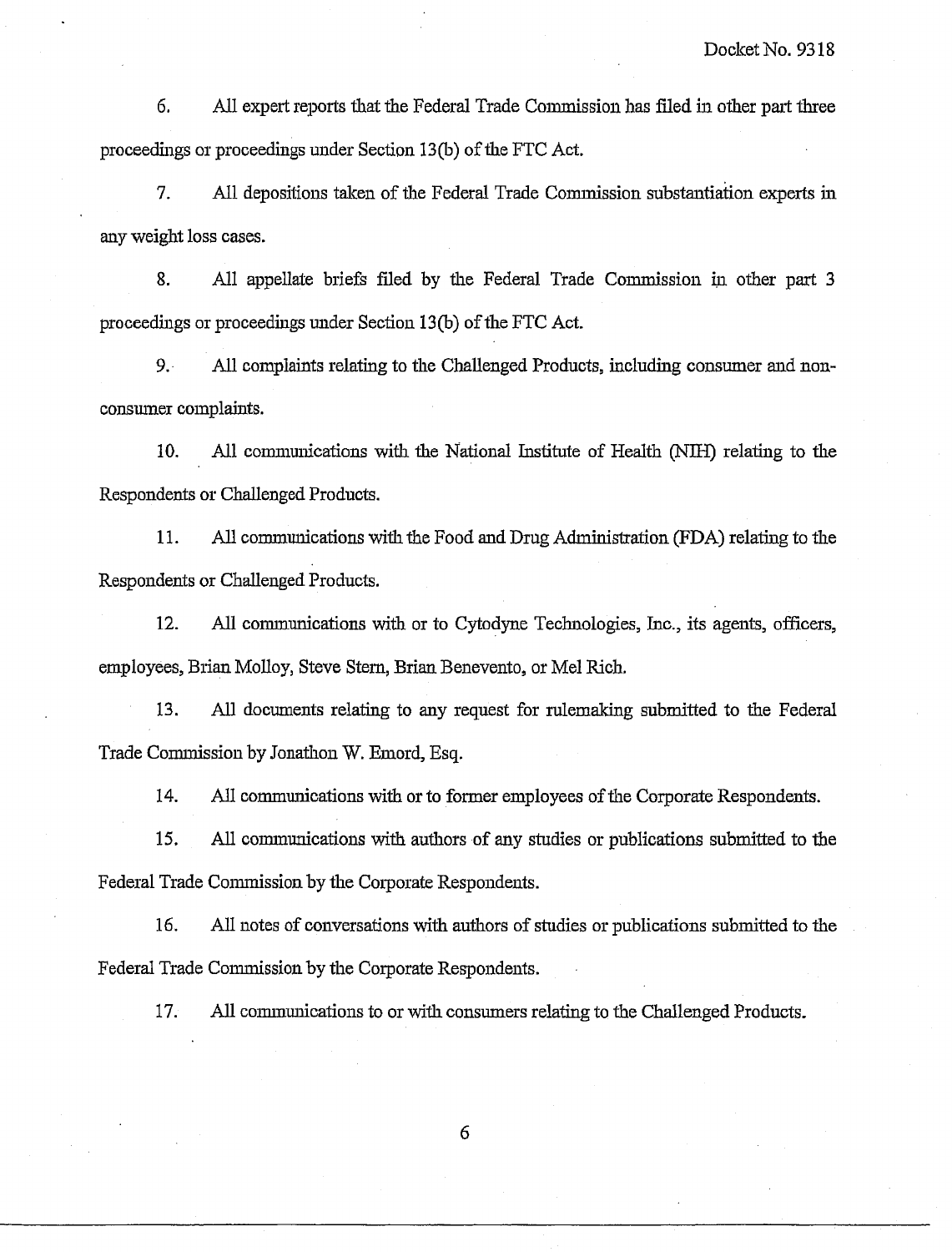6. All expert reports that the Federal Trade Commission has filed in other part three proceedings or proceedings under Section 13(b) of the FTC Act.

7. All depositions taken of the Federal Trade Commission substantiation experts in any weight loss cases.

8. All appellate briefs filed by the Federal Trade Commission in other part 3 proceedings or proceedings under Section 13(b) of the FTC Act.

9. All complaints relating to the Challenged Products, including consumer and non-consumer complaints.

10. All communications with the National Institute of Health (NIH) relating to the Respondents or Challenged Products.

11. All communications with the Food and Drug Administration (FDA) relating to the Respondents or Challenged Products.

12. All communications with or to Cytodyne Technologies, Inc., its agents, officers, employees, Brian Molloy, Steve Stern, Brian Benevento, or Mel Rich.

13. All documents relating to any request for rulemaking submitted to the Federal Trade Commission by Jonathon W. Emord, Esq.

14. All communications with or to former employees of the Corporate Respondents.

15. All communications with authors of any studies or publications submitted to the Federal Trade Commission by the Corporate Respondents.

16. All notes of conversations with authors of studies or publications submitted to the Federal Trade Commission by the Corporate Respondents.

17. All communications to or with consumers relating to the Challenged Products.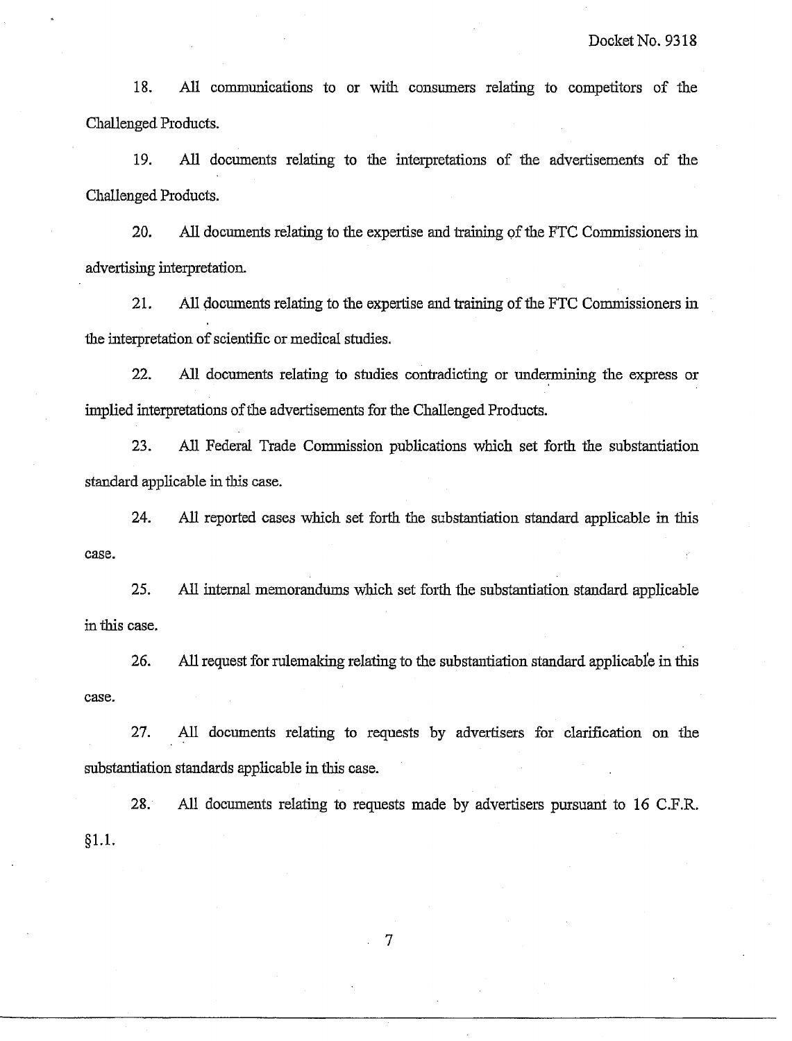18. All communications to or with consumers relating to competitors of the Challenged Products.

19. All documents relating to the interpretations of the advertisements of the Challenged Products.

20. All documents relating to the expertise and training of the FTC Commissioners in advertising interpretation.

21. All documents relating to the expertise and training of the FTC Commissioners in the interpretation of scientific or medical studies.

22. All documents relating to studies contradicting or undermining the express or implied interpretations of the advertisements for the Challenged Products.

23. All Federal Trade Commission publications which set forth the substantiation standard applicable in this case.

24. All reported cases which set forth the substantiation standard applicable in this case.

25. All internal memorandums which set forth the substantiation standard applicable in this case.

26. All request for rulemaking relating to the substantiation standard applicable in this case.

27. All documents relating to requests by advertisers for clarification on the substantiation standards applicable in this case.

28. All documents relating to requests made by advertisers pursuant to 16 C.F.R. §1.1.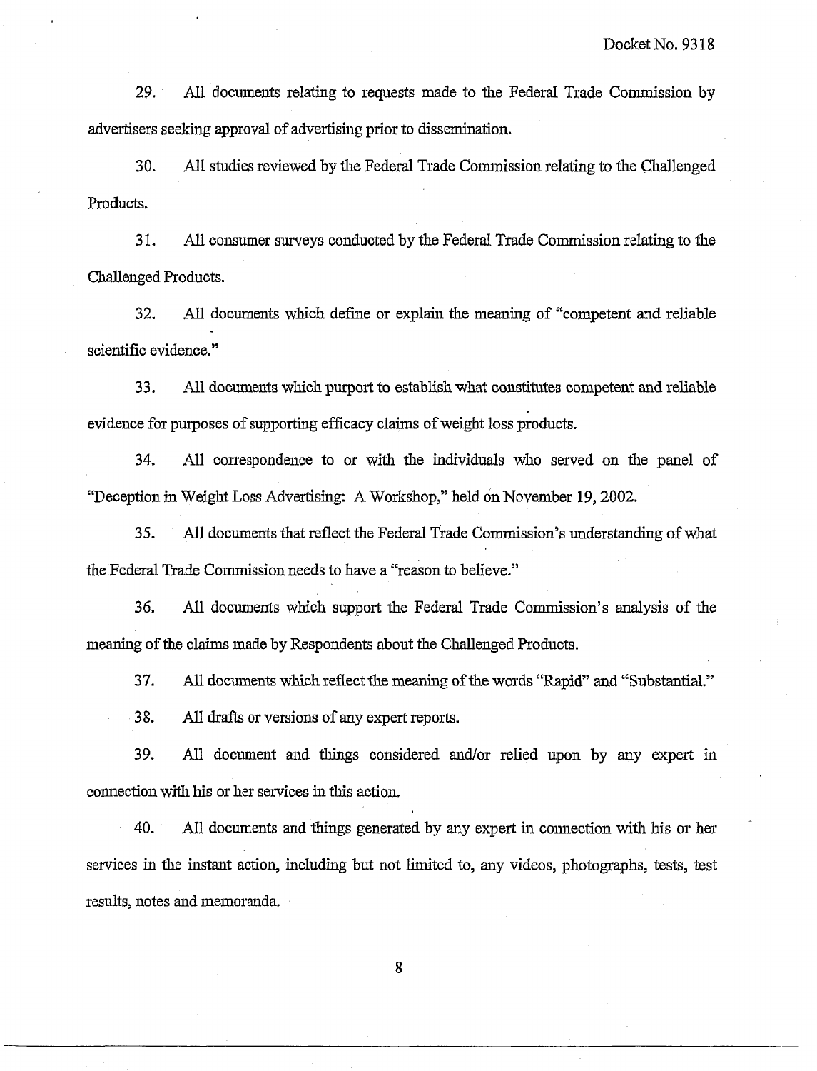29. All documents relating to requests made to the Federal Trade Commission by advertisers seeking approval of advertising prior to dissemination.

30. All studies reviewed by the Federal Trade Commission relating to the Challenged Products.

31. All consumer surveys conducted by the Federal Trade Commission relating to the Challenged Products.

32. All documents which define or explain the meaning of "competent and reliable scientific evidence."

33. All documents which purport to establish what constitutes competent and reliable evidence for purposes of supporting efficacy claims of weight loss products.

34. All correspondence to or with the individuals who served on the panel of "Deception in Weight Loss Advertising: A Workshop," held on November 19, 2002.

35. All documents that reflect the Federal Trade Commission's understanding of what the Federal Trade Commission needs to have a "reason to believe."

36. All documents which support the Federal Trade Commission's analysis of the meaning of the claims made by Respondents about the Challenged Products.

37. All documents which reflect the meaning of the words "Rapid" and "Substantial."

38. All drafts or versions of any expert reports.

39. All document and things considered and/or relied upon by any expert in connection with his or her services in this action.

40. All documents and things generated by any expert in connection with his or her services in the instant action, including but not limited to, any videos, photographs, tests, test results, notes and memoranda.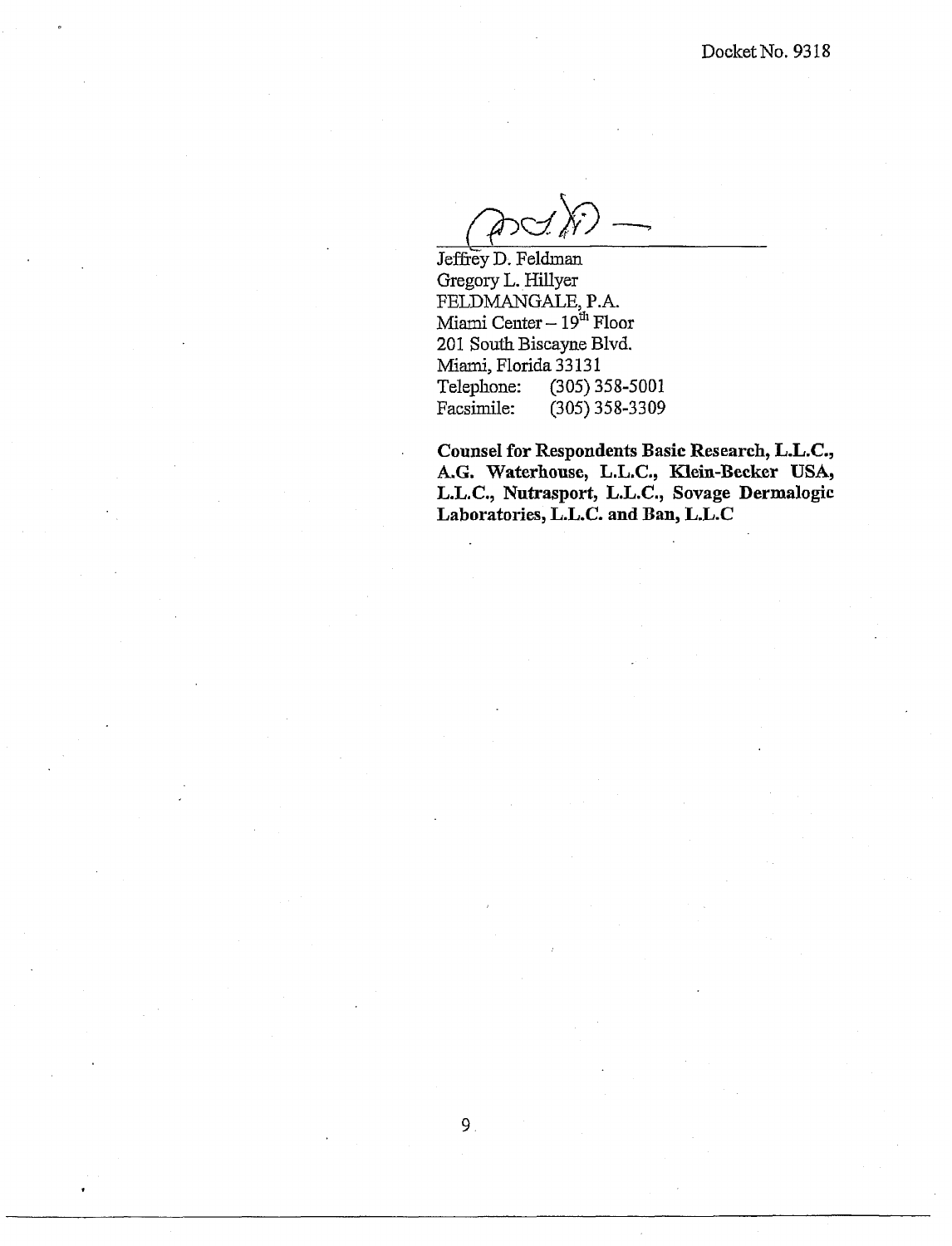Jeffrey D. Feldman  
Gregory L. Hillyer  
FELDMANGALE, P.A.  
Miami Center – 19th Floor  
201 South Biscayne Blvd.  
Miami, Florida 33131  
Telephone: (305) 358-5001  
Facsimile: (305) 358-3309

**Counsel for Respondents Basic Research, L.L.C., A.G. Waterhouse, L.L.C., Klein-Becker USA, L.L.C., Nutrasport, L.L.C., Sovage Dermalogic Laboratories, L.L.C. and Ban, L.L.C**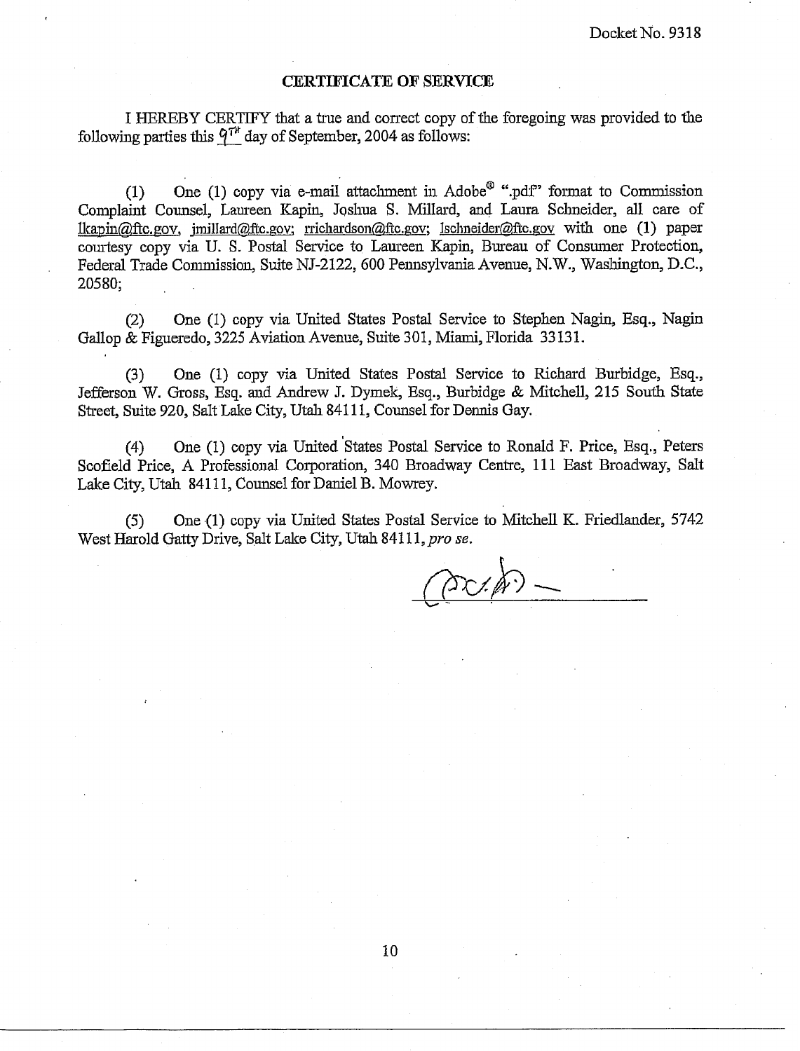Docket No. 9318

## CERTIFICATE OF SERVICE

I HEREBY CERTIFY that a true and correct copy of the foregoing was provided to the following parties this 9th day of September, 2004 as follows:

(1) One (1) copy via e-mail attachment in Adobe® ".pdf" format to Commission Complaint Counsel, Laureen Kapin, Joshua S. Millard, and Laura Schneider, all care of lkapin@ftc.gov, jmillard@ftc.gov; rrichardson@ftc.gov; lschneider@ftc.gov with one (1) paper courtesy copy via U. S. Postal Service to Laureen Kapin, Bureau of Consumer Protection, Federal Trade Commission, Suite NJ-2122, 600 Pennsylvania Avenue, N.W., Washington, D.C., 20580;

(2) One (1) copy via United States Postal Service to Stephen Nagin, Esq., Nagin Gallop & Figueredo, 3225 Aviation Avenue, Suite 301, Miami, Florida 33131.

(3) One (1) copy via United States Postal Service to Richard Burbidge, Esq., Jefferson W. Gross, Esq. and Andrew J. Dymek, Esq., Burbidge & Mitchell, 215 South State Street, Suite 920, Salt Lake City, Utah 84111, Counsel for Dennis Gay.

(4) One (1) copy via United States Postal Service to Ronald F. Price, Esq., Peters Scofield Price, A Professional Corporation, 340 Broadway Centre, 111 East Broadway, Salt Lake City, Utah 84111, Counsel for Daniel B. Mowrey.

(5) One (1) copy via United States Postal Service to Mitchell K. Friedlander, 5742 West Harold Gatty Drive, Salt Lake City, Utah 84111, *pro se*.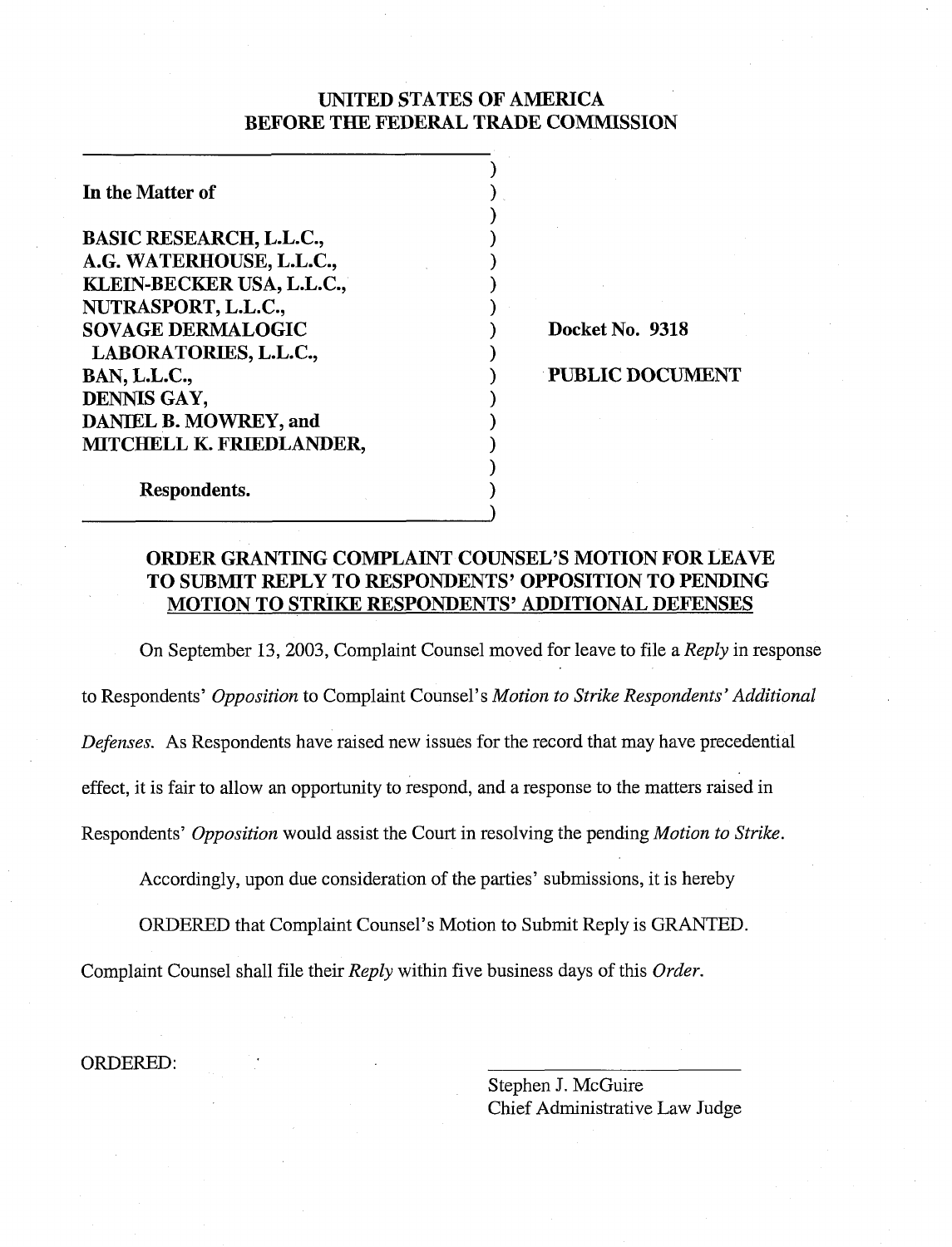**UNITED STATES OF AMERICA**
**BEFORE THE FEDERAL TRADE COMMISSION**

| | |
|---|---|
| **In the Matter of** | |
| **BASIC RESEARCH, L.L.C.,** | |
| **A.G. WATERHOUSE, L.L.C.,** | |
| **KLEIN-BECKER USA, L.L.C.,** | |
| **NUTRASPORT, L.L.C.,** | |
| **SOVAGE DERMALOGIC LABORATORIES, L.L.C.,** | **Docket No. 9318** |
| **BAN, L.L.C.,** | **PUBLIC DOCUMENT** |
| **DENNIS GAY,** | |
| **DANIEL B. MOWREY, and** | |
| **MITCHELL K. FRIEDLANDER,** | |
| **Respondents.** | |

## ORDER GRANTING COMPLAINT COUNSEL'S MOTION FOR LEAVE TO SUBMIT REPLY TO RESPONDENTS' OPPOSITION TO PENDING MOTION TO STRIKE RESPONDENTS' ADDITIONAL DEFENSES

On September 13, 2003, Complaint Counsel moved for leave to file a *Reply* in response to Respondents' *Opposition* to Complaint Counsel's *Motion to Strike Respondents' Additional Defenses.* As Respondents have raised new issues for the record that may have precedential effect, it is fair to allow an opportunity to respond, and a response to the matters raised in Respondents' *Opposition* would assist the Court in resolving the pending *Motion to Strike*.

Accordingly, upon due consideration of the parties' submissions, it is hereby

ORDERED that Complaint Counsel's Motion to Submit Reply is GRANTED.

Complaint Counsel shall file their *Reply* within five business days of this *Order*.

ORDERED:

Stephen J. McGuire
Chief Administrative Law Judge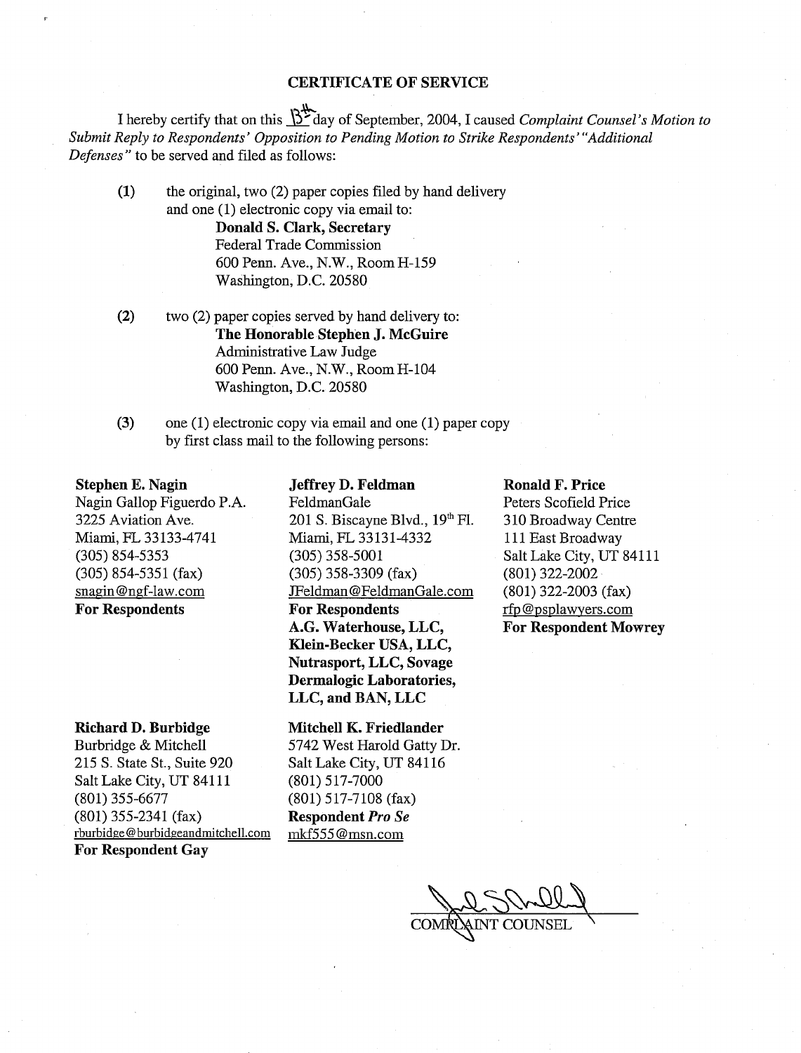## CERTIFICATE OF SERVICE

I hereby certify that on this 13th day of September, 2004, I caused *Complaint Counsel's Motion to Submit Reply to Respondents' Opposition to Pending Motion to Strike Respondents' "Additional Defenses"* to be served and filed as follows:

(1) the original, two (2) paper copies filed by hand delivery and one (1) electronic copy via email to:

**Donald S. Clark, Secretary**
Federal Trade Commission
600 Penn. Ave., N.W., Room H-159
Washington, D.C. 20580

(2) two (2) paper copies served by hand delivery to:

**The Honorable Stephen J. McGuire**
Administrative Law Judge
600 Penn. Ave., N.W., Room H-104
Washington, D.C. 20580

(3) one (1) electronic copy via email and one (1) paper copy by first class mail to the following persons:

**Stephen E. Nagin**
Nagin Gallop Figuerdo P.A.
3225 Aviation Ave.
Miami, FL 33133-4741
(305) 854-5353
(305) 854-5351 (fax)
snagin@ngf-law.com
**For Respondents**

**Jeffrey D. Feldman**
FeldmanGale
201 S. Biscayne Blvd., 19th Fl.
Miami, FL 33131-4332
(305) 358-5001
(305) 358-3309 (fax)
JFeldman@FeldmanGale.com
**For Respondents A.G. Waterhouse, LLC, Klein-Becker USA, LLC, Nutrasport, LLC, Sovage Dermalogic Laboratories, LLC, and BAN, LLC**

**Ronald F. Price**
Peters Scofield Price
310 Broadway Centre
111 East Broadway
Salt Lake City, UT 84111
(801) 322-2002
(801) 322-2003 (fax)
rfp@psplawyers.com
**For Respondent Mowrey**

**Richard D. Burbidge**
Burbridge & Mitchell
215 S. State St., Suite 920
Salt Lake City, UT 84111
(801) 355-6677
(801) 355-2341 (fax)
rburbidge@burbidgeandmitchell.com
**For Respondent Gay**

**Mitchell K. Friedlander**
5742 West Harold Gatty Dr.
Salt Lake City, UT 84116
(801) 517-7000
(801) 517-7108 (fax)
**Respondent *Pro Se***
mkf555@msn.com

COMPLAINT COUNSEL